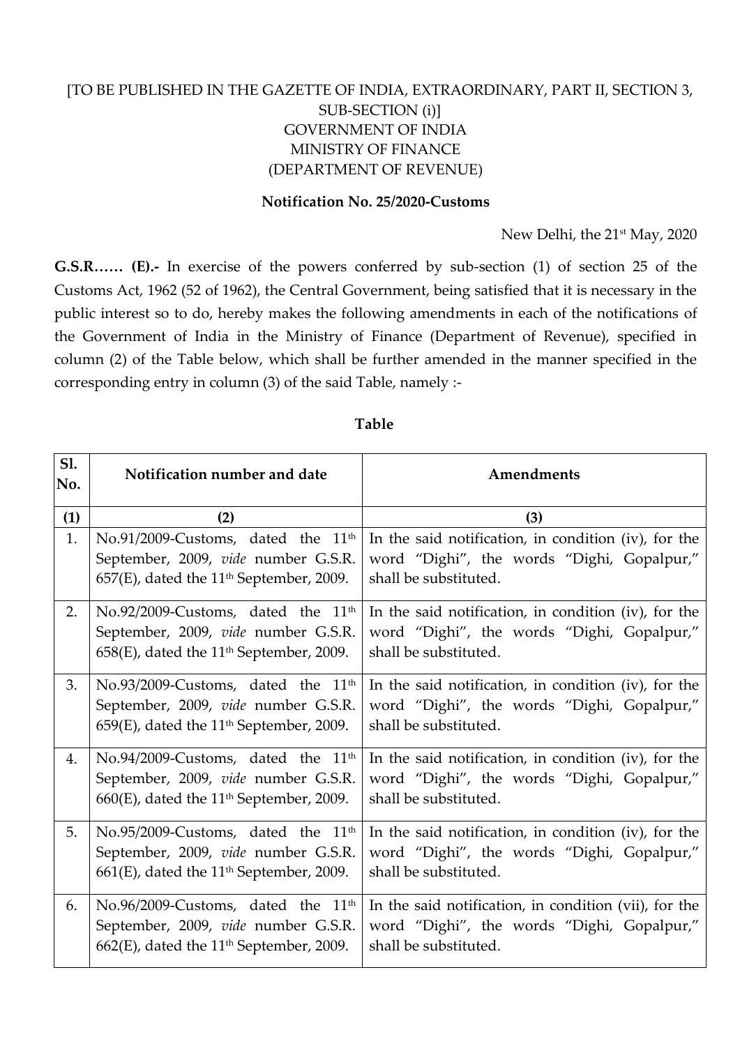[TO BE PUBLISHED IN THE GAZETTE OF INDIA, EXTRAORDINARY, PART II, SECTION 3, SUB-SECTION (i)]

GOVERNMENT OF INDIA

MINISTRY OF FINANCE

(DEPARTMENT OF REVENUE)

**Notification No. 25/2020-Customs**

New Delhi, the 21st May, 2020

**G.S.R…… (E).-** In exercise of the powers conferred by sub-section (1) of section 25 of the Customs Act, 1962 (52 of 1962), the Central Government, being satisfied that it is necessary in the public interest so to do, hereby makes the following amendments in each of the notifications of the Government of India in the Ministry of Finance (Department of Revenue), specified in column (2) of the Table below, which shall be further amended in the manner specified in the corresponding entry in column (3) of the said Table, namely :-

**Table**

| Sl. No. | Notification number and date | Amendments |
|---|---|---|
| (1) | (2) | (3) |
| 1. | No.91/2009-Customs, dated the 11th September, 2009, *vide* number G.S.R. 657(E), dated the 11th September, 2009. | In the said notification, in condition (iv), for the word "Dighi", the words "Dighi, Gopalpur," shall be substituted. |
| 2. | No.92/2009-Customs, dated the 11th September, 2009, *vide* number G.S.R. 658(E), dated the 11th September, 2009. | In the said notification, in condition (iv), for the word "Dighi", the words "Dighi, Gopalpur," shall be substituted. |
| 3. | No.93/2009-Customs, dated the 11th September, 2009, *vide* number G.S.R. 659(E), dated the 11th September, 2009. | In the said notification, in condition (iv), for the word "Dighi", the words "Dighi, Gopalpur," shall be substituted. |
| 4. | No.94/2009-Customs, dated the 11th September, 2009, *vide* number G.S.R. 660(E), dated the 11th September, 2009. | In the said notification, in condition (iv), for the word "Dighi", the words "Dighi, Gopalpur," shall be substituted. |
| 5. | No.95/2009-Customs, dated the 11th September, 2009, *vide* number G.S.R. 661(E), dated the 11th September, 2009. | In the said notification, in condition (iv), for the word "Dighi", the words "Dighi, Gopalpur," shall be substituted. |
| 6. | No.96/2009-Customs, dated the 11th September, 2009, *vide* number G.S.R. 662(E), dated the 11th September, 2009. | In the said notification, in condition (vii), for the word "Dighi", the words "Dighi, Gopalpur," shall be substituted. |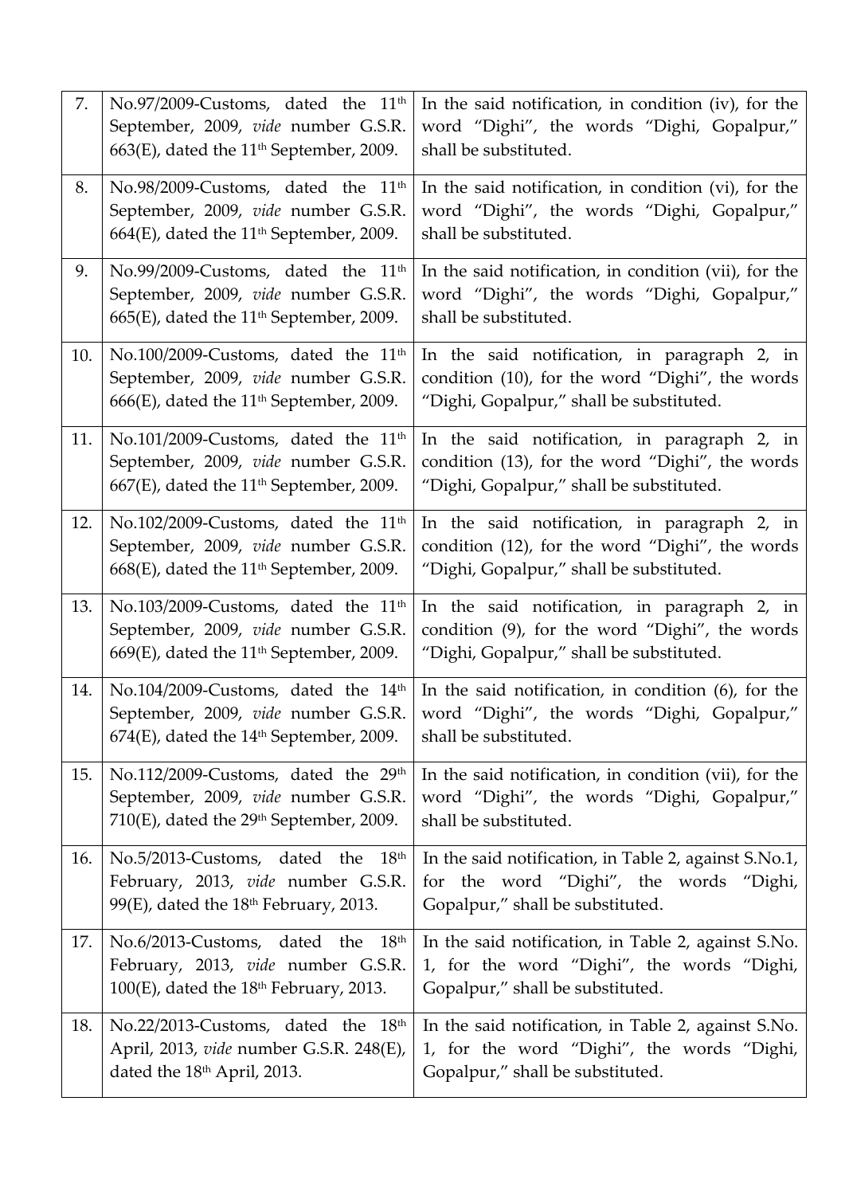| | | |
|---|---|---|
| 7. | No.97/2009-Customs, dated the 11th September, 2009, *vide* number G.S.R. 663(E), dated the 11th September, 2009. | In the said notification, in condition (iv), for the word "Dighi", the words "Dighi, Gopalpur," shall be substituted. |
| 8. | No.98/2009-Customs, dated the 11th September, 2009, *vide* number G.S.R. 664(E), dated the 11th September, 2009. | In the said notification, in condition (vi), for the word "Dighi", the words "Dighi, Gopalpur," shall be substituted. |
| 9. | No.99/2009-Customs, dated the 11th September, 2009, *vide* number G.S.R. 665(E), dated the 11th September, 2009. | In the said notification, in condition (vii), for the word "Dighi", the words "Dighi, Gopalpur," shall be substituted. |
| 10. | No.100/2009-Customs, dated the 11th September, 2009, *vide* number G.S.R. 666(E), dated the 11th September, 2009. | In the said notification, in paragraph 2, in condition (10), for the word "Dighi", the words "Dighi, Gopalpur," shall be substituted. |
| 11. | No.101/2009-Customs, dated the 11th September, 2009, *vide* number G.S.R. 667(E), dated the 11th September, 2009. | In the said notification, in paragraph 2, in condition (13), for the word "Dighi", the words "Dighi, Gopalpur," shall be substituted. |
| 12. | No.102/2009-Customs, dated the 11th September, 2009, *vide* number G.S.R. 668(E), dated the 11th September, 2009. | In the said notification, in paragraph 2, in condition (12), for the word "Dighi", the words "Dighi, Gopalpur," shall be substituted. |
| 13. | No.103/2009-Customs, dated the 11th September, 2009, *vide* number G.S.R. 669(E), dated the 11th September, 2009. | In the said notification, in paragraph 2, in condition (9), for the word "Dighi", the words "Dighi, Gopalpur," shall be substituted. |
| 14. | No.104/2009-Customs, dated the 14th September, 2009, *vide* number G.S.R. 674(E), dated the 14th September, 2009. | In the said notification, in condition (6), for the word "Dighi", the words "Dighi, Gopalpur," shall be substituted. |
| 15. | No.112/2009-Customs, dated the 29th September, 2009, *vide* number G.S.R. 710(E), dated the 29th September, 2009. | In the said notification, in condition (vii), for the word "Dighi", the words "Dighi, Gopalpur," shall be substituted. |
| 16. | No.5/2013-Customs, dated the 18th February, 2013, *vide* number G.S.R. 99(E), dated the 18th February, 2013. | In the said notification, in Table 2, against S.No.1, for the word "Dighi", the words "Dighi, Gopalpur," shall be substituted. |
| 17. | No.6/2013-Customs, dated the 18th February, 2013, *vide* number G.S.R. 100(E), dated the 18th February, 2013. | In the said notification, in Table 2, against S.No. 1, for the word "Dighi", the words "Dighi, Gopalpur," shall be substituted. |
| 18. | No.22/2013-Customs, dated the 18th April, 2013, *vide* number G.S.R. 248(E), dated the 18th April, 2013. | In the said notification, in Table 2, against S.No. 1, for the word "Dighi", the words "Dighi, Gopalpur," shall be substituted. |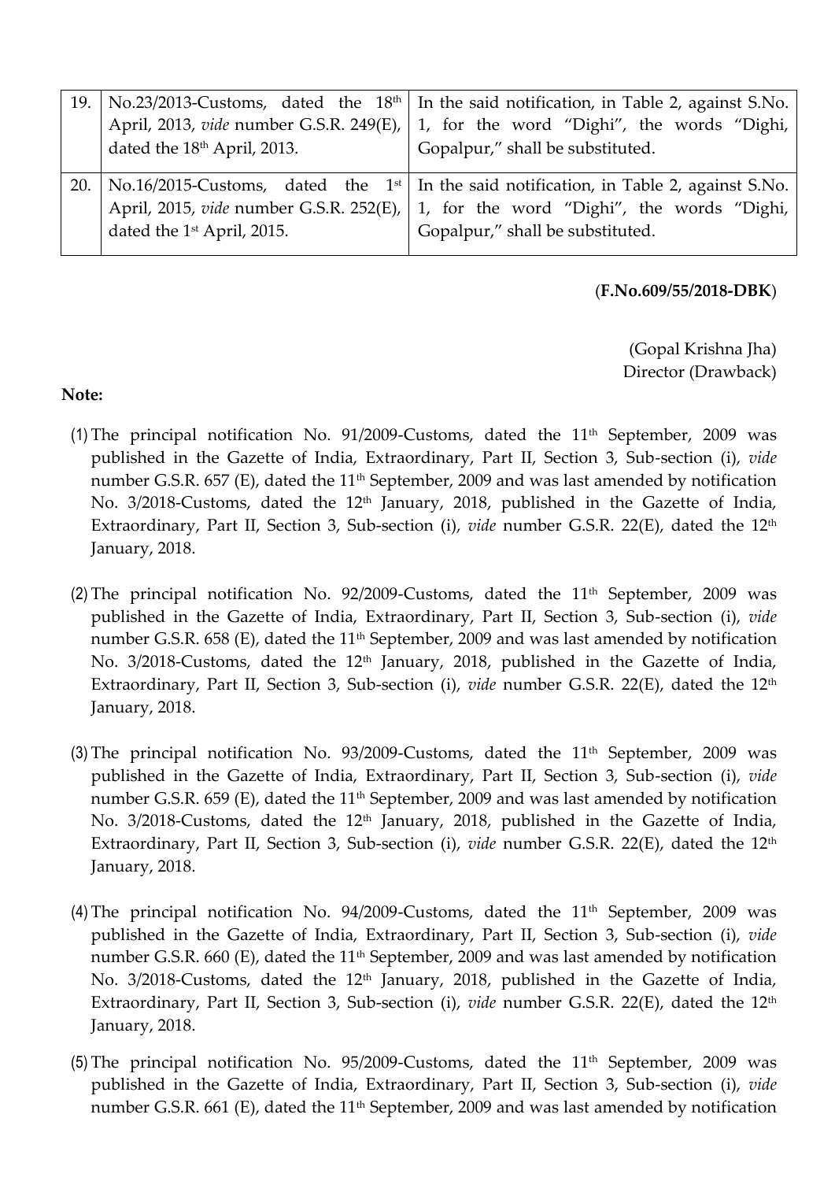| | | |
|---|---|---|
| 19. | No.23/2013-Customs, dated the 18th April, 2013, *vide* number G.S.R. 249(E), dated the 18th April, 2013. | In the said notification, in Table 2, against S.No. 1, for the word "Dighi", the words "Dighi, Gopalpur," shall be substituted. |
| 20. | No.16/2015-Customs, dated the 1st April, 2015, *vide* number G.S.R. 252(E), dated the 1st April, 2015. | In the said notification, in Table 2, against S.No. 1, for the word "Dighi", the words "Dighi, Gopalpur," shall be substituted. |

(**F.No.609/55/2018-DBK**)

(Gopal Krishna Jha)
Director (Drawback)

**Note:**

(1) The principal notification No. 91/2009-Customs, dated the 11th September, 2009 was published in the Gazette of India, Extraordinary, Part II, Section 3, Sub-section (i), *vide* number G.S.R. 657 (E), dated the 11th September, 2009 and was last amended by notification No. 3/2018-Customs, dated the 12th January, 2018, published in the Gazette of India, Extraordinary, Part II, Section 3, Sub-section (i), *vide* number G.S.R. 22(E), dated the 12th January, 2018.

(2) The principal notification No. 92/2009-Customs, dated the 11th September, 2009 was published in the Gazette of India, Extraordinary, Part II, Section 3, Sub-section (i), *vide* number G.S.R. 658 (E), dated the 11th September, 2009 and was last amended by notification No. 3/2018-Customs, dated the 12th January, 2018, published in the Gazette of India, Extraordinary, Part II, Section 3, Sub-section (i), *vide* number G.S.R. 22(E), dated the 12th January, 2018.

(3) The principal notification No. 93/2009-Customs, dated the 11th September, 2009 was published in the Gazette of India, Extraordinary, Part II, Section 3, Sub-section (i), *vide* number G.S.R. 659 (E), dated the 11th September, 2009 and was last amended by notification No. 3/2018-Customs, dated the 12th January, 2018, published in the Gazette of India, Extraordinary, Part II, Section 3, Sub-section (i), *vide* number G.S.R. 22(E), dated the 12th January, 2018.

(4) The principal notification No. 94/2009-Customs, dated the 11th September, 2009 was published in the Gazette of India, Extraordinary, Part II, Section 3, Sub-section (i), *vide* number G.S.R. 660 (E), dated the 11th September, 2009 and was last amended by notification No. 3/2018-Customs, dated the 12th January, 2018, published in the Gazette of India, Extraordinary, Part II, Section 3, Sub-section (i), *vide* number G.S.R. 22(E), dated the 12th January, 2018.

(5) The principal notification No. 95/2009-Customs, dated the 11th September, 2009 was published in the Gazette of India, Extraordinary, Part II, Section 3, Sub-section (i), *vide* number G.S.R. 661 (E), dated the 11th September, 2009 and was last amended by notification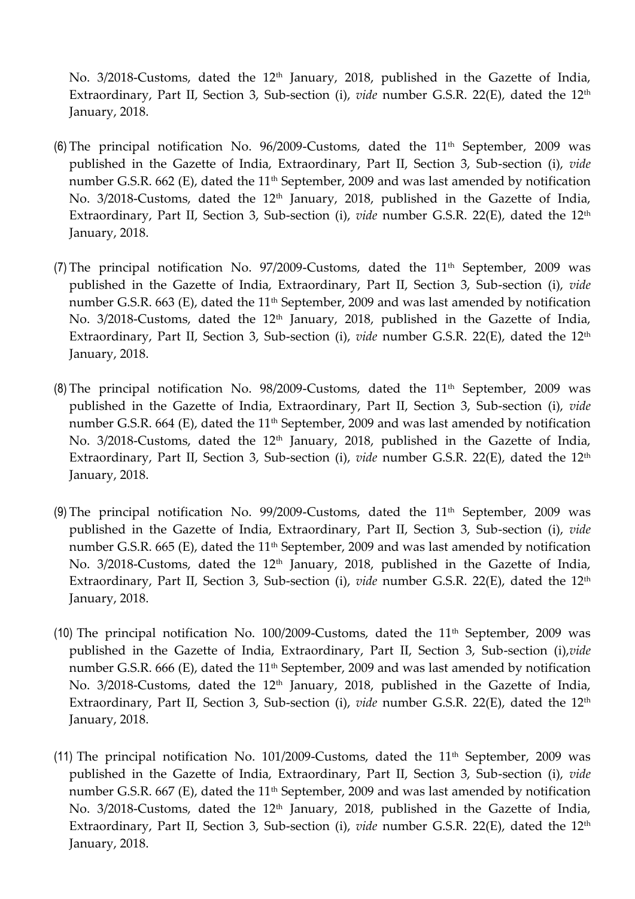No. 3/2018-Customs, dated the 12th January, 2018, published in the Gazette of India, Extraordinary, Part II, Section 3, Sub-section (i), *vide* number G.S.R. 22(E), dated the 12th January, 2018.

(6) The principal notification No. 96/2009-Customs, dated the 11th September, 2009 was published in the Gazette of India, Extraordinary, Part II, Section 3, Sub-section (i), *vide* number G.S.R. 662 (E), dated the 11th September, 2009 and was last amended by notification No. 3/2018-Customs, dated the 12th January, 2018, published in the Gazette of India, Extraordinary, Part II, Section 3, Sub-section (i), *vide* number G.S.R. 22(E), dated the 12th January, 2018.

(7) The principal notification No. 97/2009-Customs, dated the 11th September, 2009 was published in the Gazette of India, Extraordinary, Part II, Section 3, Sub-section (i), *vide* number G.S.R. 663 (E), dated the 11th September, 2009 and was last amended by notification No. 3/2018-Customs, dated the 12th January, 2018, published in the Gazette of India, Extraordinary, Part II, Section 3, Sub-section (i), *vide* number G.S.R. 22(E), dated the 12th January, 2018.

(8) The principal notification No. 98/2009-Customs, dated the 11th September, 2009 was published in the Gazette of India, Extraordinary, Part II, Section 3, Sub-section (i), *vide* number G.S.R. 664 (E), dated the 11th September, 2009 and was last amended by notification No. 3/2018-Customs, dated the 12th January, 2018, published in the Gazette of India, Extraordinary, Part II, Section 3, Sub-section (i), *vide* number G.S.R. 22(E), dated the 12th January, 2018.

(9) The principal notification No. 99/2009-Customs, dated the 11th September, 2009 was published in the Gazette of India, Extraordinary, Part II, Section 3, Sub-section (i), *vide* number G.S.R. 665 (E), dated the 11th September, 2009 and was last amended by notification No. 3/2018-Customs, dated the 12th January, 2018, published in the Gazette of India, Extraordinary, Part II, Section 3, Sub-section (i), *vide* number G.S.R. 22(E), dated the 12th January, 2018.

(10) The principal notification No. 100/2009-Customs, dated the 11th September, 2009 was published in the Gazette of India, Extraordinary, Part II, Section 3, Sub-section (i),*vide* number G.S.R. 666 (E), dated the 11th September, 2009 and was last amended by notification No. 3/2018-Customs, dated the 12th January, 2018, published in the Gazette of India, Extraordinary, Part II, Section 3, Sub-section (i), *vide* number G.S.R. 22(E), dated the 12th January, 2018.

(11) The principal notification No. 101/2009-Customs, dated the 11th September, 2009 was published in the Gazette of India, Extraordinary, Part II, Section 3, Sub-section (i), *vide* number G.S.R. 667 (E), dated the 11th September, 2009 and was last amended by notification No. 3/2018-Customs, dated the 12th January, 2018, published in the Gazette of India, Extraordinary, Part II, Section 3, Sub-section (i), *vide* number G.S.R. 22(E), dated the 12th January, 2018.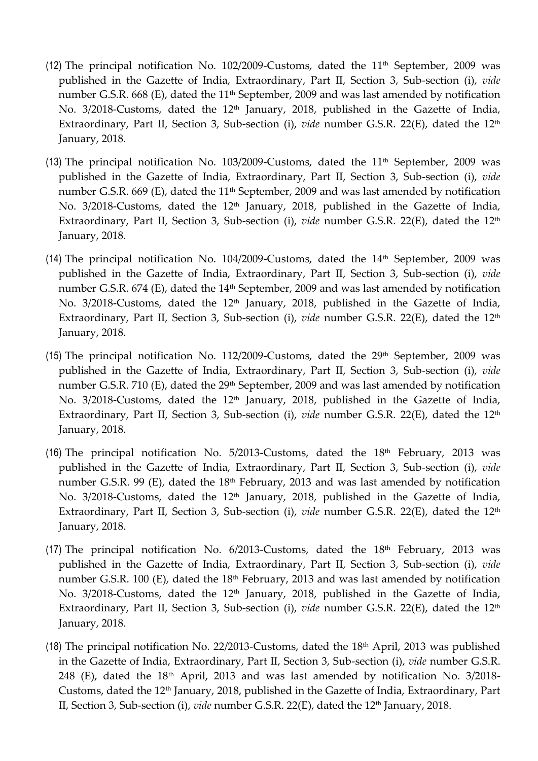(12) The principal notification No. 102/2009-Customs, dated the 11th September, 2009 was published in the Gazette of India, Extraordinary, Part II, Section 3, Sub-section (i), *vide* number G.S.R. 668 (E), dated the 11th September, 2009 and was last amended by notification No. 3/2018-Customs, dated the 12th January, 2018, published in the Gazette of India, Extraordinary, Part II, Section 3, Sub-section (i), *vide* number G.S.R. 22(E), dated the 12th January, 2018.

(13) The principal notification No. 103/2009-Customs, dated the 11th September, 2009 was published in the Gazette of India, Extraordinary, Part II, Section 3, Sub-section (i), *vide* number G.S.R. 669 (E), dated the 11th September, 2009 and was last amended by notification No. 3/2018-Customs, dated the 12th January, 2018, published in the Gazette of India, Extraordinary, Part II, Section 3, Sub-section (i), *vide* number G.S.R. 22(E), dated the 12th January, 2018.

(14) The principal notification No. 104/2009-Customs, dated the 14th September, 2009 was published in the Gazette of India, Extraordinary, Part II, Section 3, Sub-section (i), *vide* number G.S.R. 674 (E), dated the 14th September, 2009 and was last amended by notification No. 3/2018-Customs, dated the 12th January, 2018, published in the Gazette of India, Extraordinary, Part II, Section 3, Sub-section (i), *vide* number G.S.R. 22(E), dated the 12th January, 2018.

(15) The principal notification No. 112/2009-Customs, dated the 29th September, 2009 was published in the Gazette of India, Extraordinary, Part II, Section 3, Sub-section (i), *vide* number G.S.R. 710 (E), dated the 29th September, 2009 and was last amended by notification No. 3/2018-Customs, dated the 12th January, 2018, published in the Gazette of India, Extraordinary, Part II, Section 3, Sub-section (i), *vide* number G.S.R. 22(E), dated the 12th January, 2018.

(16) The principal notification No. 5/2013-Customs, dated the 18th February, 2013 was published in the Gazette of India, Extraordinary, Part II, Section 3, Sub-section (i), *vide* number G.S.R. 99 (E), dated the 18th February, 2013 and was last amended by notification No. 3/2018-Customs, dated the 12th January, 2018, published in the Gazette of India, Extraordinary, Part II, Section 3, Sub-section (i), *vide* number G.S.R. 22(E), dated the 12th January, 2018.

(17) The principal notification No. 6/2013-Customs, dated the 18th February, 2013 was published in the Gazette of India, Extraordinary, Part II, Section 3, Sub-section (i), *vide* number G.S.R. 100 (E), dated the 18th February, 2013 and was last amended by notification No. 3/2018-Customs, dated the 12th January, 2018, published in the Gazette of India, Extraordinary, Part II, Section 3, Sub-section (i), *vide* number G.S.R. 22(E), dated the 12th January, 2018.

(18) The principal notification No. 22/2013-Customs, dated the 18th April, 2013 was published in the Gazette of India, Extraordinary, Part II, Section 3, Sub-section (i), *vide* number G.S.R. 248 (E), dated the 18th April, 2013 and was last amended by notification No. 3/2018-Customs, dated the 12th January, 2018, published in the Gazette of India, Extraordinary, Part II, Section 3, Sub-section (i), *vide* number G.S.R. 22(E), dated the 12th January, 2018.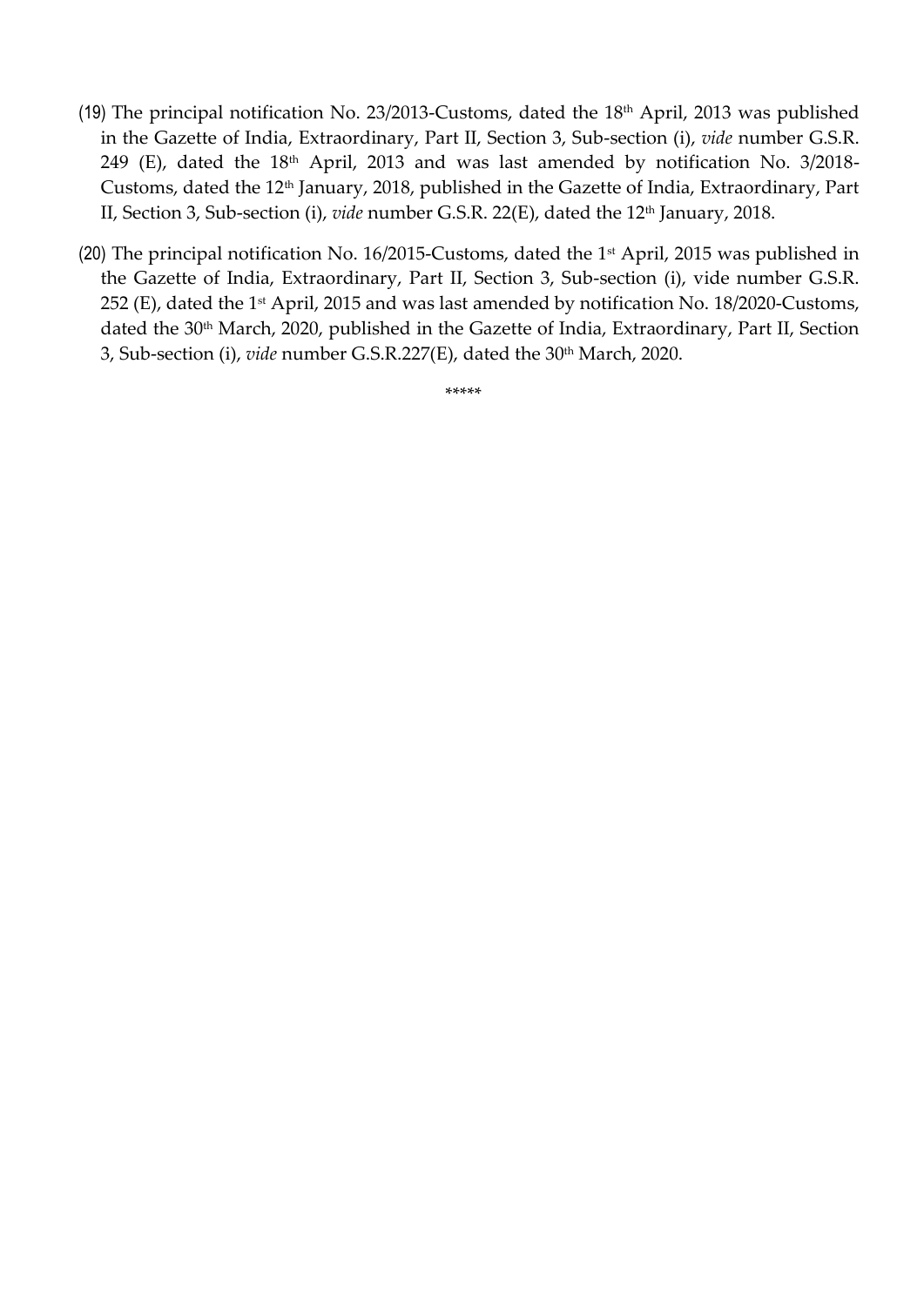(19) The principal notification No. 23/2013-Customs, dated the 18th April, 2013 was published in the Gazette of India, Extraordinary, Part II, Section 3, Sub-section (i), *vide* number G.S.R. 249 (E), dated the 18th April, 2013 and was last amended by notification No. 3/2018-Customs, dated the 12th January, 2018, published in the Gazette of India, Extraordinary, Part II, Section 3, Sub-section (i), *vide* number G.S.R. 22(E), dated the 12th January, 2018.

(20) The principal notification No. 16/2015-Customs, dated the 1st April, 2015 was published in the Gazette of India, Extraordinary, Part II, Section 3, Sub-section (i), vide number G.S.R. 252 (E), dated the 1st April, 2015 and was last amended by notification No. 18/2020-Customs, dated the 30th March, 2020, published in the Gazette of India, Extraordinary, Part II, Section 3, Sub-section (i), *vide* number G.S.R.227(E), dated the 30th March, 2020.

*****